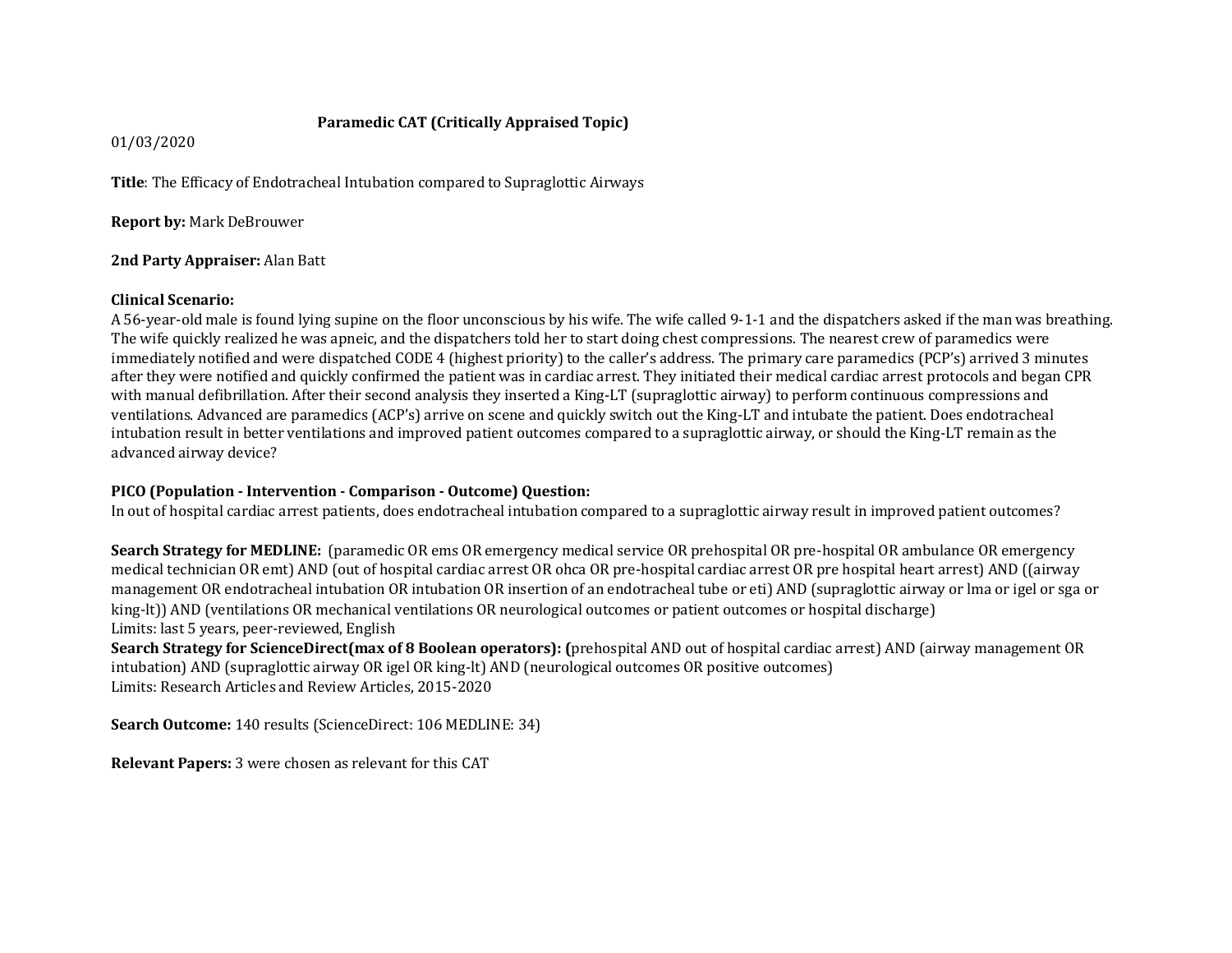# Paramedic CAT (Critically Appraised Topic)

01/03/2020

**Title**: The Efficacy of Endotracheal Intubation compared to Supraglottic Airways

**Report by:** Mark DeBrouwer

**2nd Party Appraiser:** Alan Batt

**Clinical Scenario:**
A 56-year-old male is found lying supine on the floor unconscious by his wife. The wife called 9-1-1 and the dispatchers asked if the man was breathing. The wife quickly realized he was apneic, and the dispatchers told her to start doing chest compressions. The nearest crew of paramedics were immediately notified and were dispatched CODE 4 (highest priority) to the caller's address. The primary care paramedics (PCP's) arrived 3 minutes after they were notified and quickly confirmed the patient was in cardiac arrest. They initiated their medical cardiac arrest protocols and began CPR with manual defibrillation. After their second analysis they inserted a King-LT (supraglottic airway) to perform continuous compressions and ventilations. Advanced are paramedics (ACP's) arrive on scene and quickly switch out the King-LT and intubate the patient. Does endotracheal intubation result in better ventilations and improved patient outcomes compared to a supraglottic airway, or should the King-LT remain as the advanced airway device?

**PICO (Population - Intervention - Comparison - Outcome) Question:**
In out of hospital cardiac arrest patients, does endotracheal intubation compared to a supraglottic airway result in improved patient outcomes?

**Search Strategy for MEDLINE:** (paramedic OR ems OR emergency medical service OR prehospital OR pre-hospital OR ambulance OR emergency medical technician OR emt) AND (out of hospital cardiac arrest OR ohca OR pre-hospital cardiac arrest OR pre hospital heart arrest) AND ((airway management OR endotracheal intubation OR intubation OR insertion of an endotracheal tube or eti) AND (supraglottic airway or lma or igel or sga or king-lt)) AND (ventilations OR mechanical ventilations OR neurological outcomes or patient outcomes or hospital discharge)
Limits: last 5 years, peer-reviewed, English

**Search Strategy for ScienceDirect(max of 8 Boolean operators): (**prehospital AND out of hospital cardiac arrest) AND (airway management OR intubation) AND (supraglottic airway OR igel OR king-lt) AND (neurological outcomes OR positive outcomes)
Limits: Research Articles and Review Articles, 2015-2020

**Search Outcome:** 140 results (ScienceDirect: 106 MEDLINE: 34)

**Relevant Papers:** 3 were chosen as relevant for this CAT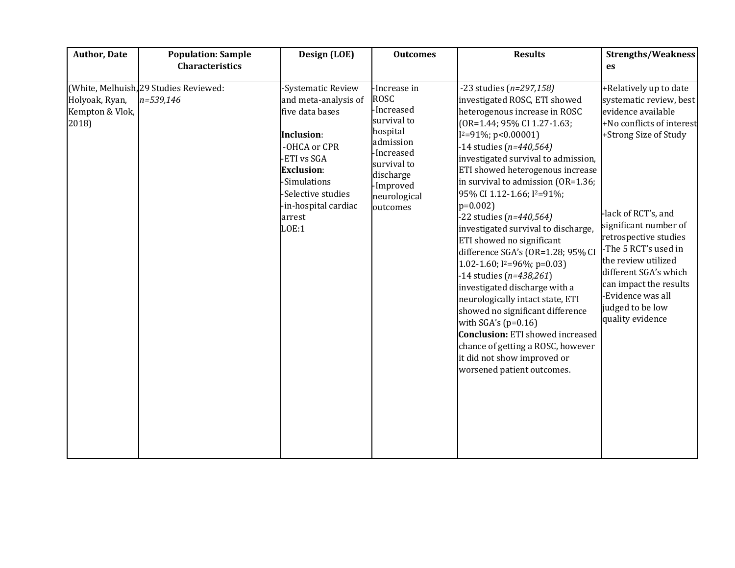| Author, Date | Population: Sample Characteristics | Design (LOE) | Outcomes | Results | Strengths/Weaknesses |
|---|---|---|---|---|---|
| (White, Melhuish, Holyoak, Ryan, Kempton & Vlok, 2018) | 29 Studies Reviewed: *n=539,146* | -Systematic Review and meta-analysis of five data bases<br><br>**Inclusion**:<br>-OHCA or CPR<br>-ETI vs SGA<br>**Exclusion**:<br>-Simulations<br>-Selective studies<br>-in-hospital cardiac arrest<br>LOE:1 | -Increase in ROSC<br>-Increased survival to hospital admission<br>-Increased survival to discharge<br>-Improved neurological outcomes | -23 studies (*n=297,158)* investigated ROSC, ETI showed heterogenous increase in ROSC (OR=1.44; 95% CI 1.27-1.63; $I^2$=91%; p<0.00001)<br>-14 studies (*n=440,564)* investigated survival to admission, ETI showed heterogenous increase in survival to admission (OR=1.36; 95% CI 1.12-1.66; $I^2$=91%; p=0.002)<br>-22 studies (*n=440,564)* investigated survival to discharge, ETI showed no significant difference SGA's (OR=1.28; 95% CI 1.02-1.60; $I^2$=96%; p=0.03)<br>-14 studies (*n=438,261*) investigated discharge with a neurologically intact state, ETI showed no significant difference with SGA's (p=0.16)<br>**Conclusion:** ETI showed increased chance of getting a ROSC, however it did not show improved or worsened patient outcomes. | +Relatively up to date systematic review, best evidence available<br>+No conflicts of interest<br>+Strong Size of Study<br><br>-lack of RCT's, and significant number of retrospective studies<br>-The 5 RCT's used in the review utilized different SGA's which can impact the results<br>-Evidence was all judged to be low quality evidence |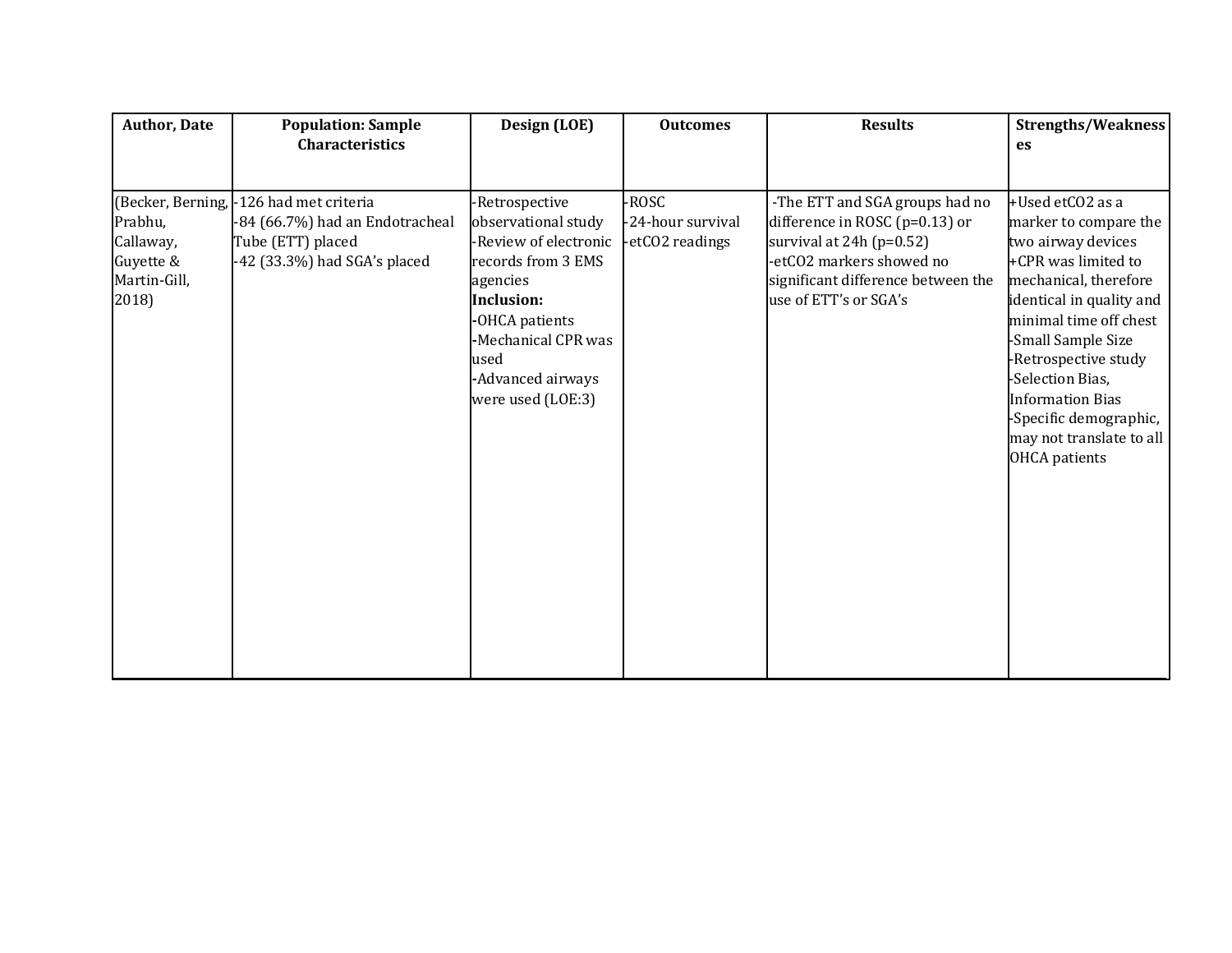| Author, Date | Population: Sample Characteristics | Design (LOE) | Outcomes | Results | Strengths/Weaknesses |
|---|---|---|---|---|---|
| (Becker, Berning, Prabhu, Callaway, Guyette & Martin-Gill, 2018) | -126 had met criteria<br>-84 (66.7%) had an Endotracheal Tube (ETT) placed<br>-42 (33.3%) had SGA's placed | -Retrospective observational study<br>-Review of electronic records from 3 EMS agencies<br>**Inclusion:**<br>-OHCA patients<br>-Mechanical CPR was used<br>-Advanced airways were used (LOE:3) | -ROSC<br>-24-hour survival<br>-et$CO_2$ readings | -The ETT and SGA groups had no difference in ROSC ($p=0.13$) or survival at 24h ($p=0.52$)<br>-et$CO_2$ markers showed no significant difference between the use of ETT's or SGA's | +Used et$CO_2$ as a marker to compare the two airway devices<br>+CPR was limited to mechanical, therefore identical in quality and minimal time off chest<br>-Small Sample Size<br>-Retrospective study<br>-Selection Bias, Information Bias<br>-Specific demographic, may not translate to all OHCA patients |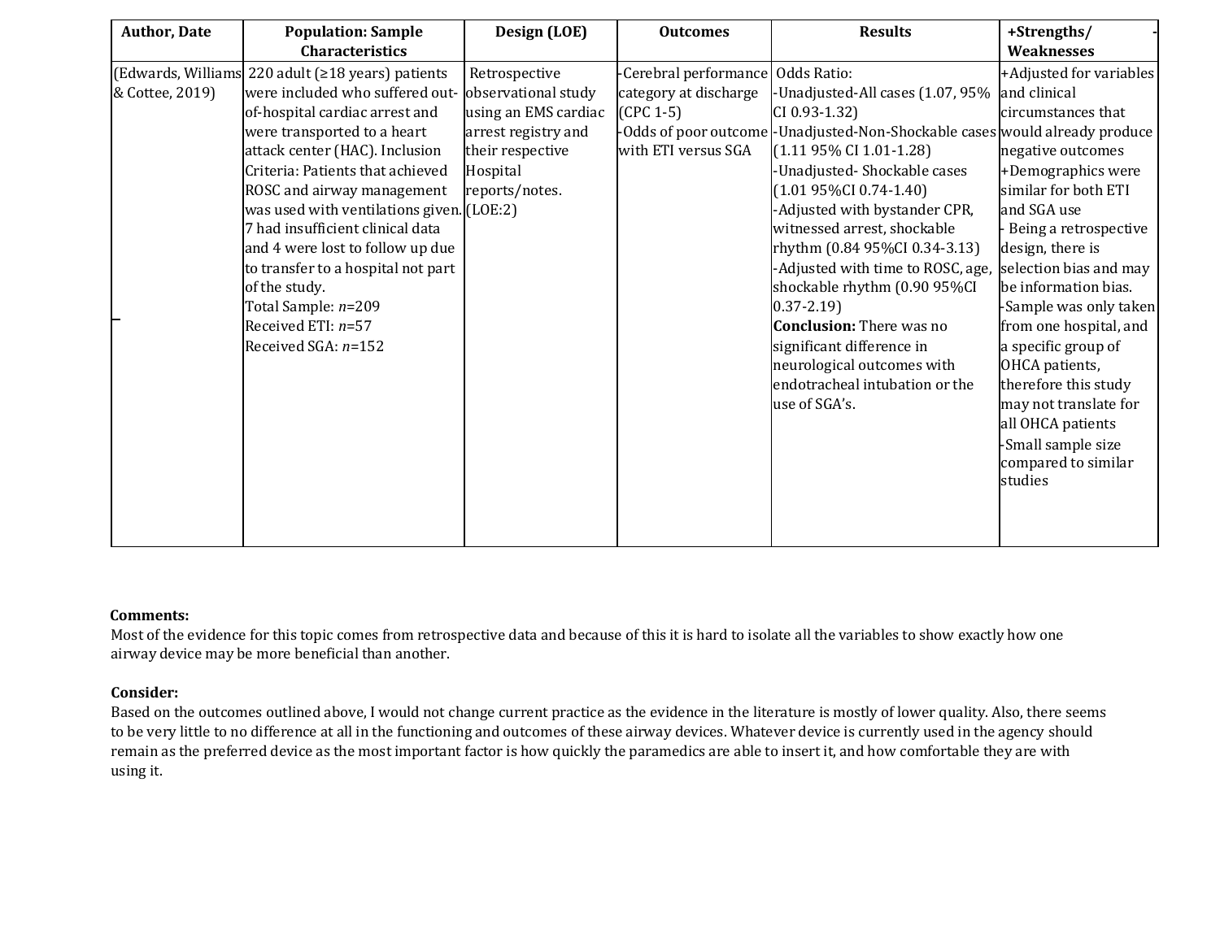| Author, Date | Population: Sample Characteristics | Design (LOE) | Outcomes | Results | +Strengths/ -Weaknesses |
|---|---|---|---|---|---|
| (Edwards, Williams & Cottee, 2019) | 220 adult (≥18 years) patients were included who suffered out-of-hospital cardiac arrest and were transported to a heart attack center (HAC). Inclusion Criteria: Patients that achieved ROSC and airway management was used with ventilations given. 7 had insufficient clinical data and 4 were lost to follow up due to transfer to a hospital not part of the study.<br>Total Sample: *n*=209<br>Received ETI: *n*=57<br>Received SGA: *n*=152 | Retrospective observational study using an EMS cardiac arrest registry and their respective Hospital reports/notes. (LOE:2) | -Cerebral performance category at discharge (CPC 1-5)<br>-Odds of poor outcome with ETI versus SGA | Odds Ratio:<br>-Unadjusted-All cases (1.07, 95% CI 0.93-1.32)<br>-Unadjusted-Non-Shockable cases (1.11 95% CI 1.01-1.28)<br>-Unadjusted- Shockable cases (1.01 95%CI 0.74-1.40)<br>-Adjusted with bystander CPR, witnessed arrest, shockable rhythm (0.84 95%CI 0.34-3.13)<br>-Adjusted with time to ROSC, age, shockable rhythm (0.90 95%CI 0.37-2.19)<br>**Conclusion:** There was no significant difference in neurological outcomes with endotracheal intubation or the use of SGA's. | +Adjusted for variables and clinical circumstances that would already produce negative outcomes<br>+Demographics were similar for both ETI and SGA use<br>- Being a retrospective design, there is selection bias and may be information bias.<br>-Sample was only taken from one hospital, and a specific group of OHCA patients, therefore this study may not translate for all OHCA patients<br>-Small sample size compared to similar studies |

**Comments:**
Most of the evidence for this topic comes from retrospective data and because of this it is hard to isolate all the variables to show exactly how one airway device may be more beneficial than another.

**Consider:**
Based on the outcomes outlined above, I would not change current practice as the evidence in the literature is mostly of lower quality. Also, there seems to be very little to no difference at all in the functioning and outcomes of these airway devices. Whatever device is currently used in the agency should remain as the preferred device as the most important factor is how quickly the paramedics are able to insert it, and how comfortable they are with using it.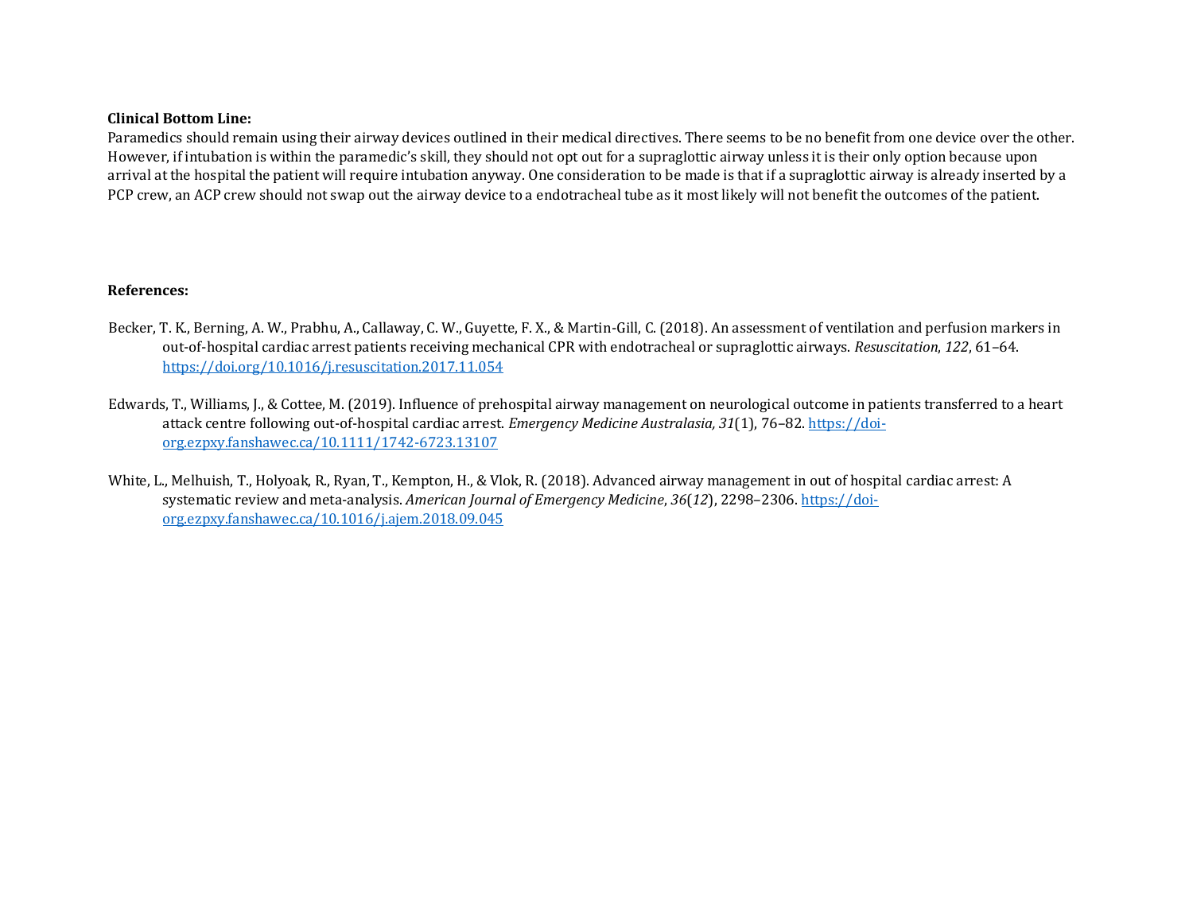**Clinical Bottom Line:**

Paramedics should remain using their airway devices outlined in their medical directives. There seems to be no benefit from one device over the other. However, if intubation is within the paramedic's skill, they should not opt out for a supraglottic airway unless it is their only option because upon arrival at the hospital the patient will require intubation anyway. One consideration to be made is that if a supraglottic airway is already inserted by a PCP crew, an ACP crew should not swap out the airway device to a endotracheal tube as it most likely will not benefit the outcomes of the patient.

**References:**

Becker, T. K., Berning, A. W., Prabhu, A., Callaway, C. W., Guyette, F. X., & Martin-Gill, C. (2018). An assessment of ventilation and perfusion markers in out-of-hospital cardiac arrest patients receiving mechanical CPR with endotracheal or supraglottic airways. *Resuscitation*, *122*, 61–64. https://doi.org/10.1016/j.resuscitation.2017.11.054

Edwards, T., Williams, J., & Cottee, M. (2019). Influence of prehospital airway management on neurological outcome in patients transferred to a heart attack centre following out-of-hospital cardiac arrest. *Emergency Medicine Australasia, 31*(1), 76–82. https://doi-org.ezpxy.fanshawec.ca/10.1111/1742-6723.13107

White, L., Melhuish, T., Holyoak, R., Ryan, T., Kempton, H., & Vlok, R. (2018). Advanced airway management in out of hospital cardiac arrest: A systematic review and meta-analysis. *American Journal of Emergency Medicine*, *36*(*12*), 2298–2306. https://doi-org.ezpxy.fanshawec.ca/10.1016/j.ajem.2018.09.045